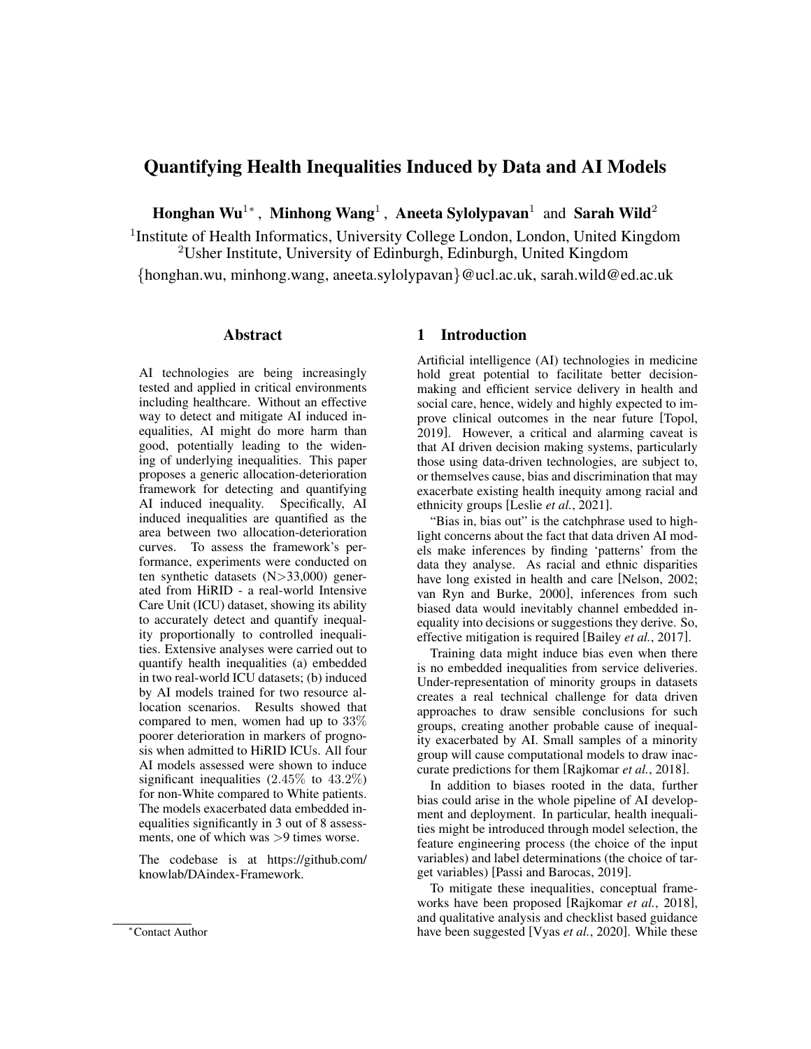# Quantifying Health Inequalities Induced by Data and AI Models

**Honghan Wu**[1*], **Minhong Wang**[1], **Aneeta Sylolypavan**[1] and **Sarah Wild**[2]

[1]Institute of Health Informatics, University College London, London, United Kingdom
[2]Usher Institute, University of Edinburgh, Edinburgh, United Kingdom

{honghan.wu, minhong.wang, aneeta.sylolypavan}@ucl.ac.uk, sarah.wild@ed.ac.uk

## Abstract

AI technologies are being increasingly tested and applied in critical environments including healthcare. Without an effective way to detect and mitigate AI induced inequalities, AI might do more harm than good, potentially leading to the widening of underlying inequalities. This paper proposes a generic allocation-deterioration framework for detecting and quantifying AI induced inequality. Specifically, AI induced inequalities are quantified as the area between two allocation-deterioration curves. To assess the framework's performance, experiments were conducted on ten synthetic datasets (N>33,000) generated from HiRID - a real-world Intensive Care Unit (ICU) dataset, showing its ability to accurately detect and quantify inequality proportionally to controlled inequalities. Extensive analyses were carried out to quantify health inequalities (a) embedded in two real-world ICU datasets; (b) induced by AI models trained for two resource allocation scenarios. Results showed that compared to men, women had up to $33\%$ poorer deterioration in markers of prognosis when admitted to HiRID ICUs. All four AI models assessed were shown to induce significant inequalities ($2.45\%$ to $43.2\%$) for non-White compared to White patients. The models exacerbated data embedded inequalities significantly in 3 out of 8 assessments, one of which was >9 times worse.

The codebase is at https://github.com/knowlab/DAindex-Framework.

## 1 Introduction

Artificial intelligence (AI) technologies in medicine hold great potential to facilitate better decision-making and efficient service delivery in health and social care, hence, widely and highly expected to improve clinical outcomes in the near future [Topol, 2019]. However, a critical and alarming caveat is that AI driven decision making systems, particularly those using data-driven technologies, are subject to, or themselves cause, bias and discrimination that may exacerbate existing health inequity among racial and ethnicity groups [Leslie *et al.*, 2021].

"Bias in, bias out" is the catchphrase used to highlight concerns about the fact that data driven AI models make inferences by finding 'patterns' from the data they analyse. As racial and ethnic disparities have long existed in health and care [Nelson, 2002; van Ryn and Burke, 2000], inferences from such biased data would inevitably channel embedded inequality into decisions or suggestions they derive. So, effective mitigation is required [Bailey *et al.*, 2017].

Training data might induce bias even when there is no embedded inequalities from service deliveries. Under-representation of minority groups in datasets creates a real technical challenge for data driven approaches to draw sensible conclusions for such groups, creating another probable cause of inequality exacerbated by AI. Small samples of a minority group will cause computational models to draw inaccurate predictions for them [Rajkomar *et al.*, 2018].

In addition to biases rooted in the data, further bias could arise in the whole pipeline of AI development and deployment. In particular, health inequalities might be introduced through model selection, the feature engineering process (the choice of the input variables) and label determinations (the choice of target variables) [Passi and Barocas, 2019].

To mitigate these inequalities, conceptual frameworks have been proposed [Rajkomar *et al.*, 2018], and qualitative analysis and checklist based guidance have been suggested [Vyas *et al.*, 2020]. While these

*Contact Author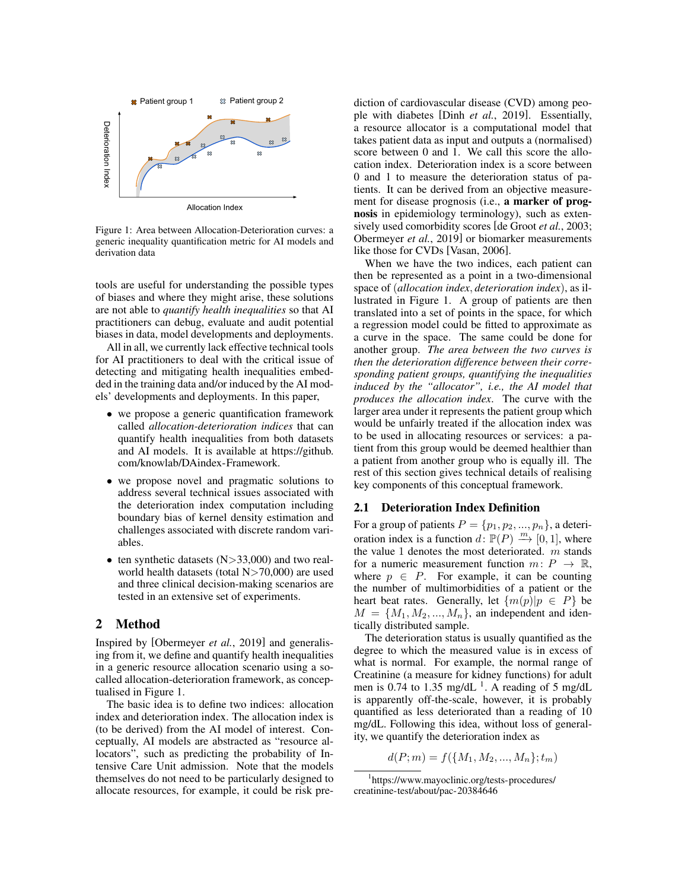Figure 1: Area between Allocation-Deterioration curves: a generic inequality quantification metric for AI models and derivation data

tools are useful for understanding the possible types of biases and where they might arise, these solutions are not able to *quantify health inequalities* so that AI practitioners can debug, evaluate and audit potential biases in data, model developments and deployments.

All in all, we currently lack effective technical tools for AI practitioners to deal with the critical issue of detecting and mitigating health inequalities embedded in the training data and/or induced by the AI models' developments and deployments. In this paper,

- we propose a generic quantification framework called *allocation-deterioration indices* that can quantify health inequalities from both datasets and AI models. It is available at https://github.com/knowlab/DAindex-Framework.
- we propose novel and pragmatic solutions to address several technical issues associated with the deterioration index computation including boundary bias of kernel density estimation and challenges associated with discrete random variables.
- ten synthetic datasets (N>33,000) and two real-world health datasets (total N>70,000) are used and three clinical decision-making scenarios are tested in an extensive set of experiments.

## 2 Method

Inspired by [Obermeyer *et al.*, 2019] and generalising from it, we define and quantify health inequalities in a generic resource allocation scenario using a so-called allocation-deterioration framework, as conceptualised in Figure 1.

The basic idea is to define two indices: allocation index and deterioration index. The allocation index is (to be derived) from the AI model of interest. Conceptually, AI models are abstracted as "resource allocators", such as predicting the probability of Intensive Care Unit admission. Note that the models themselves do not need to be particularly designed to allocate resources, for example, it could be risk prediction of cardiovascular disease (CVD) among people with diabetes [Dinh *et al.*, 2019]. Essentially, a resource allocator is a computational model that takes patient data as input and outputs a (normalised) score between 0 and 1. We call this score the allocation index. Deterioration index is a score between 0 and 1 to measure the deterioration status of patients. It can be derived from an objective measurement for disease prognosis (i.e., **a marker of prognosis** in epidemiology terminology), such as extensively used comorbidity scores [de Groot *et al.*, 2003; Obermeyer *et al.*, 2019] or biomarker measurements like those for CVDs [Vasan, 2006].

When we have the two indices, each patient can then be represented as a point in a two-dimensional space of (*allocation index*, *deterioration index*), as illustrated in Figure 1. A group of patients are then translated into a set of points in the space, for which a regression model could be fitted to approximate as a curve in the space. The same could be done for another group. *The area between the two curves is then the deterioration difference between their corresponding patient groups, quantifying the inequalities induced by the "allocator", i.e., the AI model that produces the allocation index.* The curve with the larger area under it represents the patient group which would be unfairly treated if the allocation index was to be used in allocating resources or services: a patient from this group would be deemed healthier than a patient from another group who is equally ill. The rest of this section gives technical details of realising key components of this conceptual framework.

### 2.1 Deterioration Index Definition

For a group of patients $P = \{p_1, p_2, ..., p_n\}$, a deterioration index is a function $d\colon \mathbb{P}(P) \xrightarrow{m} [0, 1]$, where the value 1 denotes the most deteriorated. $m$ stands for a numeric measurement function $m\colon P \rightarrow \mathbb{R}$, where $p \in P$. For example, it can be counting the number of multimorbidities of a patient or the heart beat rates. Generally, let $\{m(p)|p \in P\}$ be $M = \{M_1, M_2, ..., M_n\}$, an independent and identically distributed sample.

The deterioration status is usually quantified as the degree to which the measured value is in excess of what is normal. For example, the normal range of Creatinine (a measure for kidney functions) for adult men is 0.74 to 1.35 mg/dL [1]. A reading of 5 mg/dL is apparently off-the-scale, however, it is probably quantified as less deteriorated than a reading of 10 mg/dL. Following this idea, without loss of generality, we quantify the deterioration index as

$$d(P; m) = f(\{M_1, M_2, ..., M_n\}; t_m)$$

[1] https://www.mayoclinic.org/tests-procedures/creatinine-test/about/pac-20384646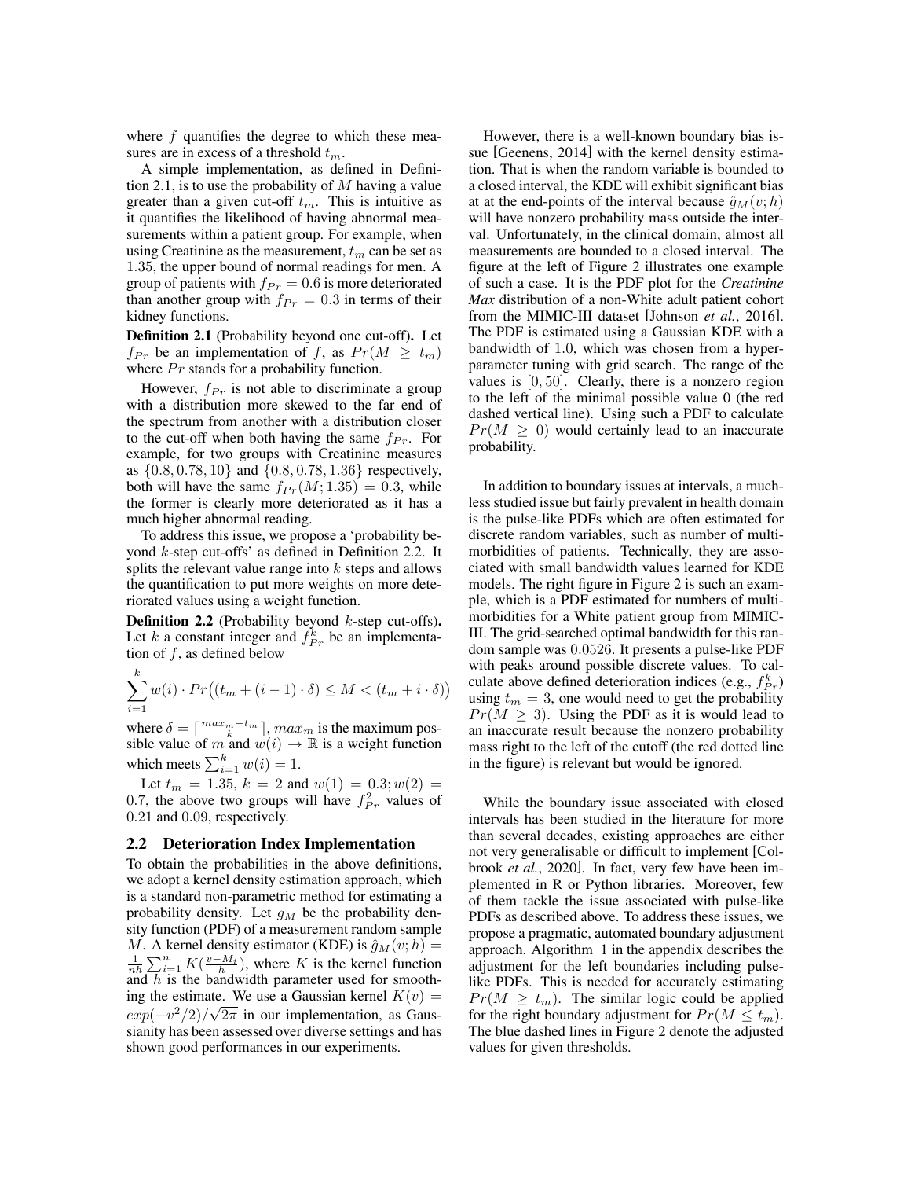where $f$ quantifies the degree to which these measures are in excess of a threshold $t_m$.

A simple implementation, as defined in Definition 2.1, is to use the probability of $M$ having a value greater than a given cut-off $t_m$. This is intuitive as it quantifies the likelihood of having abnormal measurements within a patient group. For example, when using Creatinine as the measurement, $t_m$ can be set as 1.35, the upper bound of normal readings for men. A group of patients with $f_{Pr} = 0.6$ is more deteriorated than another group with $f_{Pr} = 0.3$ in terms of their kidney functions.

**Definition 2.1** (Probability beyond one cut-off)**.** Let $f_{Pr}$ be an implementation of $f$, as $Pr(M \geq t_m)$ where $Pr$ stands for a probability function.

However, $f_{Pr}$ is not able to discriminate a group with a distribution more skewed to the far end of the spectrum from another with a distribution closer to the cut-off when both having the same $f_{Pr}$. For example, for two groups with Creatinine measures as $\{0.8, 0.78, 10\}$ and $\{0.8, 0.78, 1.36\}$ respectively, both will have the same $f_{Pr}(M; 1.35) = 0.3$, while the former is clearly more deteriorated as it has a much higher abnormal reading.

To address this issue, we propose a 'probability beyond $k$-step cut-offs' as defined in Definition 2.2. It splits the relevant value range into $k$ steps and allows the quantification to put more weights on more deteriorated values using a weight function.

**Definition 2.2** (Probability beyond $k$-step cut-offs)**.** Let $k$ a constant integer and $f^k_{Pr}$ be an implementation of $f$, as defined below

$$\sum_{i=1}^{k} w(i) \cdot Pr\big((t_m + (i-1) \cdot \delta) \leq M < (t_m + i \cdot \delta)\big)$$

where $\delta = \lceil \frac{max_m - t_m}{k} \rceil$, $max_m$ is the maximum possible value of $m$ and $w(i) \rightarrow \mathbb{R}$ is a weight function which meets $\sum_{i=1}^{k} w(i) = 1$.

Let $t_m = 1.35$, $k = 2$ and $w(1) = 0.3; w(2) = 0.7$, the above two groups will have $f^2_{Pr}$ values of 0.21 and 0.09, respectively.

### 2.2 Deterioration Index Implementation

To obtain the probabilities in the above definitions, we adopt a kernel density estimation approach, which is a standard non-parametric method for estimating a probability density. Let $g_M$ be the probability density function (PDF) of a measurement random sample $M$. A kernel density estimator (KDE) is $\hat{g}_M(v; h) = \frac{1}{nh} \sum_{i=1}^{n} K(\frac{v - M_i}{h})$, where $K$ is the kernel function and $h$ is the bandwidth parameter used for smoothing the estimate. We use a Gaussian kernel $K(v) = exp(-v^2/2)/\sqrt{2\pi}$ in our implementation, as Gaussianity has been assessed over diverse settings and has shown good performances in our experiments.

However, there is a well-known boundary bias issue [Geenens, 2014] with the kernel density estimation. That is when the random variable is bounded to a closed interval, the KDE will exhibit significant bias at at the end-points of the interval because $\hat{g}_M(v; h)$ will have nonzero probability mass outside the interval. Unfortunately, in the clinical domain, almost all measurements are bounded to a closed interval. The figure at the left of Figure 2 illustrates one example of such a case. It is the PDF plot for the *Creatinine Max* distribution of a non-White adult patient cohort from the MIMIC-III dataset [Johnson *et al.*, 2016]. The PDF is estimated using a Gaussian KDE with a bandwidth of 1.0, which was chosen from a hyperparameter tuning with grid search. The range of the values is $[0, 50]$. Clearly, there is a nonzero region to the left of the minimal possible value 0 (the red dashed vertical line). Using such a PDF to calculate $Pr(M \geq 0)$ would certainly lead to an inaccurate probability.

In addition to boundary issues at intervals, a much-less studied issue but fairly prevalent in health domain is the pulse-like PDFs which are often estimated for discrete random variables, such as number of multimorbidities of patients. Technically, they are associated with small bandwidth values learned for KDE models. The right figure in Figure 2 is such an example, which is a PDF estimated for numbers of multimorbidities for a White patient group from MIMIC-III. The grid-searched optimal bandwidth for this random sample was 0.0526. It presents a pulse-like PDF with peaks around possible discrete values. To calculate above defined deterioration indices (e.g., $f^k_{Pr}$) using $t_m = 3$, one would need to get the probability $Pr(M \geq 3)$. Using the PDF as it is would lead to an inaccurate result because the nonzero probability mass right to the left of the cutoff (the red dotted line in the figure) is relevant but would be ignored.

While the boundary issue associated with closed intervals has been studied in the literature for more than several decades, existing approaches are either not very generalisable or difficult to implement [Colbrook *et al.*, 2020]. In fact, very few have been implemented in R or Python libraries. Moreover, few of them tackle the issue associated with pulse-like PDFs as described above. To address these issues, we propose a pragmatic, automated boundary adjustment approach. Algorithm 1 in the appendix describes the adjustment for the left boundaries including pulse-like PDFs. This is needed for accurately estimating $Pr(M \geq t_m)$. The similar logic could be applied for the right boundary adjustment for $Pr(M \leq t_m)$. The blue dashed lines in Figure 2 denote the adjusted values for given thresholds.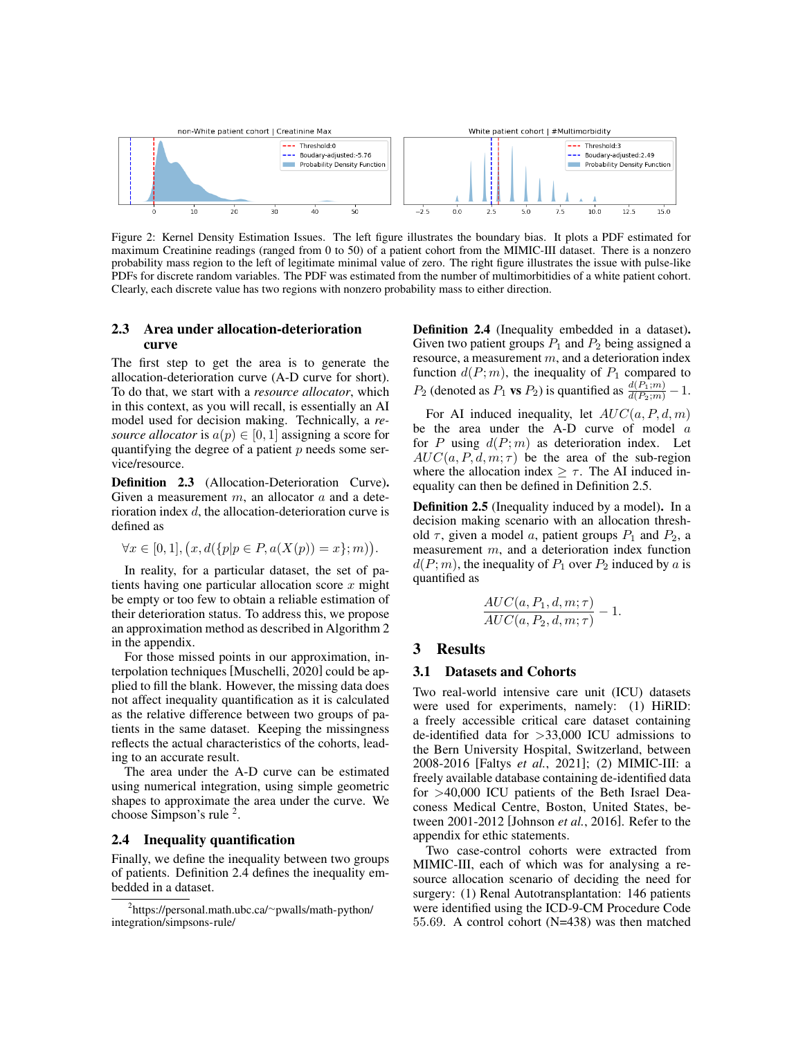Figure 2: Kernel Density Estimation Issues. The left figure illustrates the boundary bias. It plots a PDF estimated for maximum Creatinine readings (ranged from 0 to 50) of a patient cohort from the MIMIC-III dataset. There is a nonzero probability mass region to the left of legitimate minimal value of zero. The right figure illustrates the issue with pulse-like PDFs for discrete random variables. The PDF was estimated from the number of multimorbitidies of a white patient cohort. Clearly, each discrete value has two regions with nonzero probability mass to either direction.

## 2.3 Area under allocation-deterioration curve

The first step to get the area is to generate the allocation-deterioration curve (A-D curve for short). To do that, we start with a *resource allocator*, which in this context, as you will recall, is essentially an AI model used for decision making. Technically, a *resource allocator* is $a(p) \in [0, 1]$ assigning a score for quantifying the degree of a patient $p$ needs some service/resource.

**Definition 2.3** (Allocation-Deterioration Curve)**.** Given a measurement $m$, an allocator $a$ and a deterioration index $d$, the allocation-deterioration curve is defined as

$$\forall x \in [0,1], \big(x, d(\{p | p \in P, a(X(p)) = x\}; m)\big).$$

In reality, for a particular dataset, the set of patients having one particular allocation score $x$ might be empty or too few to obtain a reliable estimation of their deterioration status. To address this, we propose an approximation method as described in Algorithm 2 in the appendix.

For those missed points in our approximation, interpolation techniques [Muschelli, 2020] could be applied to fill the blank. However, the missing data does not affect inequality quantification as it is calculated as the relative difference between two groups of patients in the same dataset. Keeping the missingness reflects the actual characteristics of the cohorts, leading to an accurate result.

The area under the A-D curve can be estimated using numerical integration, using simple geometric shapes to approximate the area under the curve. We choose Simpson's rule [2].

## 2.4 Inequality quantification

Finally, we define the inequality between two groups of patients. Definition 2.4 defines the inequality embedded in a dataset.

[2] https://personal.math.ubc.ca/~pwalls/math-python/integration/simpsons-rule/

**Definition 2.4** (Inequality embedded in a dataset)**.** Given two patient groups $P_1$ and $P_2$ being assigned a resource, a measurement $m$, and a deterioration index function $d(P; m)$, the inequality of $P_1$ compared to $P_2$ (denoted as $P_1$ **vs** $P_2$) is quantified as $\frac{d(P_1;m)}{d(P_2;m)} - 1$.

For AI induced inequality, let $AUC(a, P, d, m)$ be the area under the A-D curve of model $a$ for $P$ using $d(P; m)$ as deterioration index. Let $AUC(a, P, d, m; \tau)$ be the area of the sub-region where the allocation index $\geq \tau$. The AI induced inequality can then be defined in Definition 2.5.

**Definition 2.5** (Inequality induced by a model)**.** In a decision making scenario with an allocation threshold $\tau$, given a model $a$, patient groups $P_1$ and $P_2$, a measurement $m$, and a deterioration index function $d(P; m)$, the inequality of $P_1$ over $P_2$ induced by $a$ is quantified as

$$\frac{AUC(a, P_1, d, m; \tau)}{AUC(a, P_2, d, m; \tau)} - 1.$$

# 3 Results

## 3.1 Datasets and Cohorts

Two real-world intensive care unit (ICU) datasets were used for experiments, namely: (1) HiRID: a freely accessible critical care dataset containing de-identified data for >33,000 ICU admissions to the Bern University Hospital, Switzerland, between 2008-2016 [Faltys *et al.*, 2021]; (2) MIMIC-III: a freely available database containing de-identified data for >40,000 ICU patients of the Beth Israel Deaconess Medical Centre, Boston, United States, between 2001-2012 [Johnson *et al.*, 2016]. Refer to the appendix for ethic statements.

Two case-control cohorts were extracted from MIMIC-III, each of which was for analysing a resource allocation scenario of deciding the need for surgery: (1) Renal Autotransplantation: 146 patients were identified using the ICD-9-CM Procedure Code 55.69. A control cohort (N=438) was then matched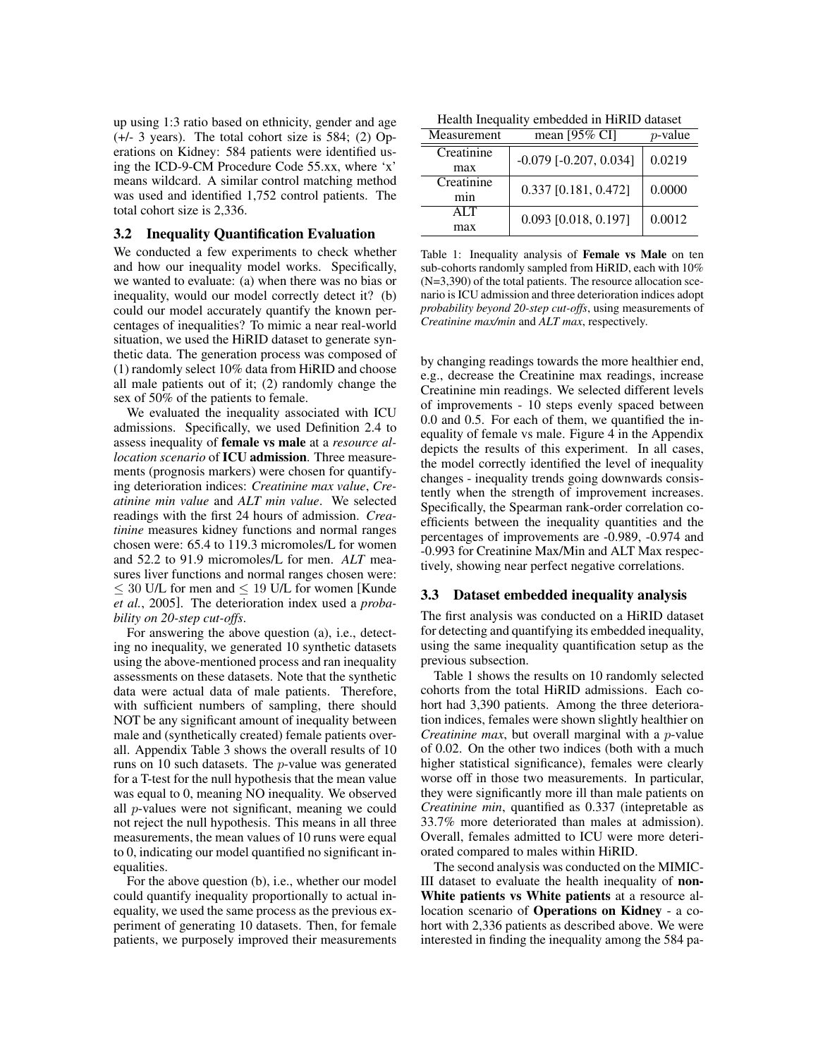up using 1:3 ratio based on ethnicity, gender and age (+/- 3 years). The total cohort size is 584; (2) Operations on Kidney: 584 patients were identified using the ICD-9-CM Procedure Code 55.xx, where 'x' means wildcard. A similar control matching method was used and identified 1,752 control patients. The total cohort size is 2,336.

### 3.2 Inequality Quantification Evaluation

We conducted a few experiments to check whether and how our inequality model works. Specifically, we wanted to evaluate: (a) when there was no bias or inequality, would our model correctly detect it? (b) could our model accurately quantify the known percentages of inequalities? To mimic a near real-world situation, we used the HiRID dataset to generate synthetic data. The generation process was composed of (1) randomly select 10% data from HiRID and choose all male patients out of it; (2) randomly change the sex of 50% of the patients to female.

We evaluated the inequality associated with ICU admissions. Specifically, we used Definition 2.4 to assess inequality of **female vs male** at a *resource allocation scenario* of **ICU admission**. Three measurements (prognosis markers) were chosen for quantifying deterioration indices: *Creatinine max value*, *Creatinine min value* and *ALT min value*. We selected readings with the first 24 hours of admission. *Creatinine* measures kidney functions and normal ranges chosen were: 65.4 to 119.3 micromoles/L for women and 52.2 to 91.9 micromoles/L for men. *ALT* measures liver functions and normal ranges chosen were: $\leq$ 30 U/L for men and $\leq$ 19 U/L for women [Kunde *et al.*, 2005]. The deterioration index used a *probability on 20-step cut-offs*.

For answering the above question (a), i.e., detecting no inequality, we generated 10 synthetic datasets using the above-mentioned process and ran inequality assessments on these datasets. Note that the synthetic data were actual data of male patients. Therefore, with sufficient numbers of sampling, there should NOT be any significant amount of inequality between male and (synthetically created) female patients overall. Appendix Table 3 shows the overall results of 10 runs on 10 such datasets. The $p$-value was generated for a T-test for the null hypothesis that the mean value was equal to 0, meaning NO inequality. We observed all $p$-values were not significant, meaning we could not reject the null hypothesis. This means in all three measurements, the mean values of 10 runs were equal to 0, indicating our model quantified no significant inequalities.

For the above question (b), i.e., whether our model could quantify inequality proportionally to actual inequality, we used the same process as the previous experiment of generating 10 datasets. Then, for female patients, we purposely improved their measurements by changing readings towards the more healthier end, e.g., decrease the Creatinine max readings, increase Creatinine min readings. We selected different levels of improvements - 10 steps evenly spaced between 0.0 and 0.5. For each of them, we quantified the inequality of female vs male. Figure 4 in the Appendix depicts the results of this experiment. In all cases, the model correctly identified the level of inequality changes - inequality trends going downwards consistently when the strength of improvement increases. Specifically, the Spearman rank-order correlation coefficients between the inequality quantities and the percentages of improvements are -0.989, -0.974 and -0.993 for Creatinine Max/Min and ALT Max respectively, showing near perfect negative correlations.

Health Inequality embedded in HiRID dataset

| Measurement | mean [95% CI] | $p$-value |
|---|---|---|
| Creatinine max | -0.079 [-0.207, 0.034] | 0.0219 |
| Creatinine min | 0.337 [0.181, 0.472] | 0.0000 |
| ALT max | 0.093 [0.018, 0.197] | 0.0012 |

Table 1: Inequality analysis of **Female vs Male** on ten sub-cohorts randomly sampled from HiRID, each with 10% (N=3,390) of the total patients. The resource allocation scenario is ICU admission and three deterioration indices adopt *probability beyond 20-step cut-offs*, using measurements of *Creatinine max/min* and *ALT max*, respectively.

### 3.3 Dataset embedded inequality analysis

The first analysis was conducted on a HiRID dataset for detecting and quantifying its embedded inequality, using the same inequality quantification setup as the previous subsection.

Table 1 shows the results on 10 randomly selected cohorts from the total HiRID admissions. Each cohort had 3,390 patients. Among the three deterioration indices, females were shown slightly healthier on *Creatinine max*, but overall marginal with a $p$-value of 0.02. On the other two indices (both with a much higher statistical significance), females were clearly worse off in those two measurements. In particular, they were significantly more ill than male patients on *Creatinine min*, quantified as 0.337 (intepretable as 33.7% more deteriorated than males at admission). Overall, females admitted to ICU were more deteriorated compared to males within HiRID.

The second analysis was conducted on the MIMIC-III dataset to evaluate the health inequality of **non-White patients vs White patients** at a resource allocation scenario of **Operations on Kidney** - a cohort with 2,336 patients as described above. We were interested in finding the inequality among the 584 pa-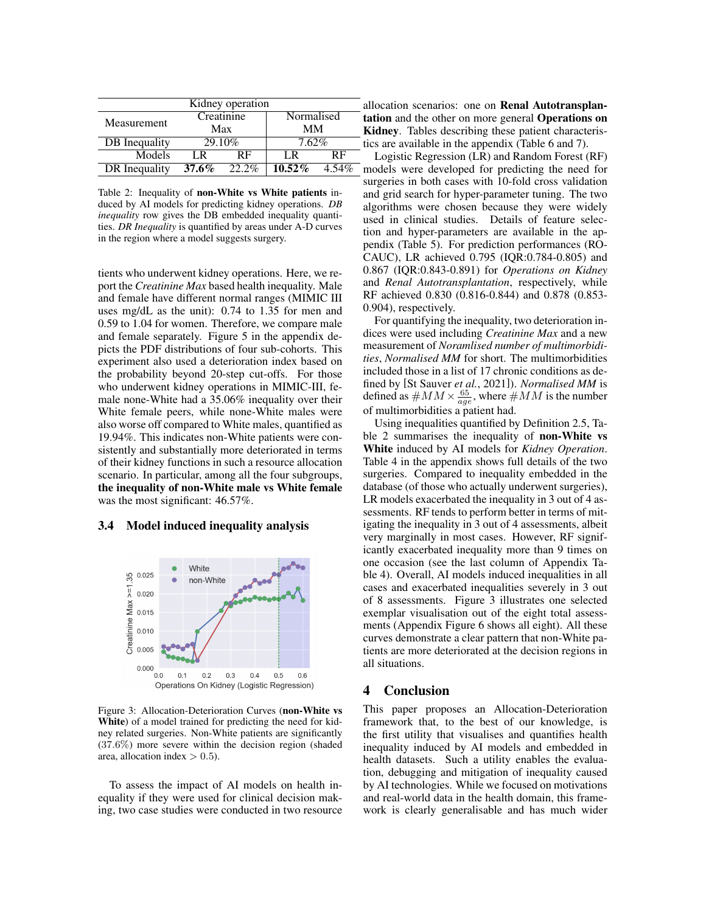| Kidney operation | | | | |
|---|---|---|---|---|
| Measurement | Creatinine Max | | Normalised MM | |
| DB Inequality | 29.10% | | 7.62% | |
| Models | LR | RF | LR | RF |
| DR Inequality | **37.6%** | 22.2% | **10.52%** | 4.54% |

Table 2: Inequality of **non-White vs White patients** induced by AI models for predicting kidney operations. *DB inequality* row gives the DB embedded inequality quantities. *DR Inequality* is quantified by areas under A-D curves in the region where a model suggests surgery.

tients who underwent kidney operations. Here, we report the *Creatinine Max* based health inequality. Male and female have different normal ranges (MIMIC III uses mg/dL as the unit): 0.74 to 1.35 for men and 0.59 to 1.04 for women. Therefore, we compare male and female separately. Figure 5 in the appendix depicts the PDF distributions of four sub-cohorts. This experiment also used a deterioration index based on the probability beyond 20-step cut-offs. For those who underwent kidney operations in MIMIC-III, female none-White had a 35.06% inequality over their White female peers, while none-White males were also worse off compared to White males, quantified as 19.94%. This indicates non-White patients were consistently and substantially more deteriorated in terms of their kidney functions in such a resource allocation scenario. In particular, among all the four subgroups, **the inequality of non-White male vs White female** was the most significant: 46.57%.

### 3.4 Model induced inequality analysis

Figure 3: Allocation-Deterioration Curves (**non-White vs White**) of a model trained for predicting the need for kidney related surgeries. Non-White patients are significantly (37.6%) more severe within the decision region (shaded area, allocation index $> 0.5$).

To assess the impact of AI models on health inequality if they were used for clinical decision making, two case studies were conducted in two resource allocation scenarios: one on **Renal Autotransplantation** and the other on more general **Operations on Kidney**. Tables describing these patient characteristics are available in the appendix (Table 6 and 7).

Logistic Regression (LR) and Random Forest (RF) models were developed for predicting the need for surgeries in both cases with 10-fold cross validation and grid search for hyper-parameter tuning. The two algorithms were chosen because they were widely used in clinical studies. Details of feature selection and hyper-parameters are available in the appendix (Table 5). For prediction performances (ROCAUC), LR achieved 0.795 (IQR:0.784-0.805) and 0.867 (IQR:0.843-0.891) for *Operations on Kidney* and *Renal Autotransplantation*, respectively, while RF achieved 0.830 (0.816-0.844) and 0.878 (0.853-0.904), respectively.

For quantifying the inequality, two deterioration indices were used including *Creatinine Max* and a new measurement of *Noramlised number of multimorbidities*, *Normalised MM* for short. The multimorbidities included those in a list of 17 chronic conditions as defined by [St Sauver *et al.*, 2021]). *Normalised MM* is defined as $\#MM \times \frac{65}{age}$, where $\#MM$ is the number of multimorbidities a patient had.

Using inequalities quantified by Definition 2.5, Table 2 summarises the inequality of **non-White vs White** induced by AI models for *Kidney Operation*. Table 4 in the appendix shows full details of the two surgeries. Compared to inequality embedded in the database (of those who actually underwent surgeries), LR models exacerbated the inequality in 3 out of 4 assessments. RF tends to perform better in terms of mitigating the inequality in 3 out of 4 assessments, albeit very marginally in most cases. However, RF significantly exacerbated inequality more than 9 times on one occasion (see the last column of Appendix Table 4). Overall, AI models induced inequalities in all cases and exacerbated inequalities severely in 3 out of 8 assessments. Figure 3 illustrates one selected exemplar visualisation out of the eight total assessments (Appendix Figure 6 shows all eight). All these curves demonstrate a clear pattern that non-White patients are more deteriorated at the decision regions in all situations.

## 4 Conclusion

This paper proposes an Allocation-Deterioration framework that, to the best of our knowledge, is the first utility that visualises and quantifies health inequality induced by AI models and embedded in health datasets. Such a utility enables the evaluation, debugging and mitigation of inequality caused by AI technologies. While we focused on motivations and real-world data in the health domain, this framework is clearly generalisable and has much wider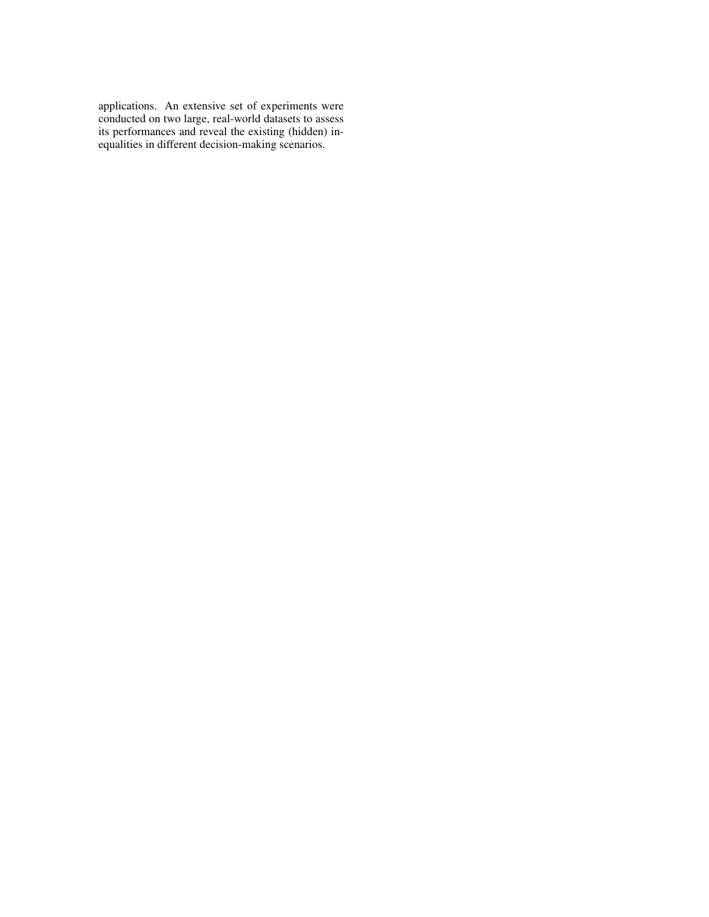applications. An extensive set of experiments were conducted on two large, real-world datasets to assess its performances and reveal the existing (hidden) inequalities in different decision-making scenarios.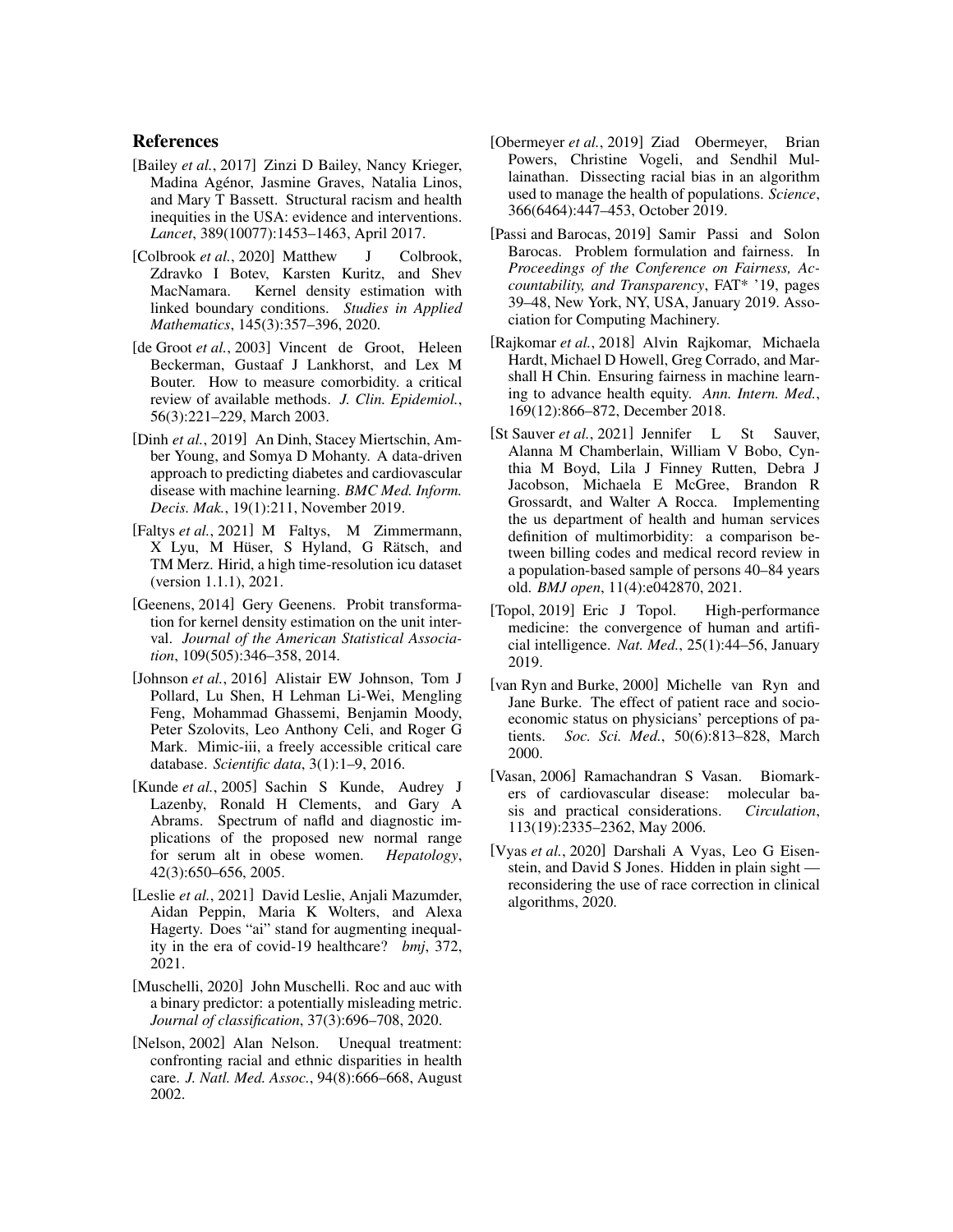## References

[Bailey *et al.*, 2017] Zinzi D Bailey, Nancy Krieger, Madina Agénor, Jasmine Graves, Natalia Linos, and Mary T Bassett. Structural racism and health inequities in the USA: evidence and interventions. *Lancet*, 389(10077):1453–1463, April 2017.

[Colbrook *et al.*, 2020] Matthew J Colbrook, Zdravko I Botev, Karsten Kuritz, and Shev MacNamara. Kernel density estimation with linked boundary conditions. *Studies in Applied Mathematics*, 145(3):357–396, 2020.

[de Groot *et al.*, 2003] Vincent de Groot, Heleen Beckerman, Gustaaf J Lankhorst, and Lex M Bouter. How to measure comorbidity. a critical review of available methods. *J. Clin. Epidemiol.*, 56(3):221–229, March 2003.

[Dinh *et al.*, 2019] An Dinh, Stacey Miertschin, Amber Young, and Somya D Mohanty. A data-driven approach to predicting diabetes and cardiovascular disease with machine learning. *BMC Med. Inform. Decis. Mak.*, 19(1):211, November 2019.

[Faltys *et al.*, 2021] M Faltys, M Zimmermann, X Lyu, M Hüser, S Hyland, G Rätsch, and TM Merz. Hirid, a high time-resolution icu dataset (version 1.1.1), 2021.

[Geenens, 2014] Gery Geenens. Probit transformation for kernel density estimation on the unit interval. *Journal of the American Statistical Association*, 109(505):346–358, 2014.

[Johnson *et al.*, 2016] Alistair EW Johnson, Tom J Pollard, Lu Shen, H Lehman Li-Wei, Mengling Feng, Mohammad Ghassemi, Benjamin Moody, Peter Szolovits, Leo Anthony Celi, and Roger G Mark. Mimic-iii, a freely accessible critical care database. *Scientific data*, 3(1):1–9, 2016.

[Kunde *et al.*, 2005] Sachin S Kunde, Audrey J Lazenby, Ronald H Clements, and Gary A Abrams. Spectrum of nafld and diagnostic implications of the proposed new normal range for serum alt in obese women. *Hepatology*, 42(3):650–656, 2005.

[Leslie *et al.*, 2021] David Leslie, Anjali Mazumder, Aidan Peppin, Maria K Wolters, and Alexa Hagerty. Does "ai" stand for augmenting inequality in the era of covid-19 healthcare? *bmj*, 372, 2021.

[Muschelli, 2020] John Muschelli. Roc and auc with a binary predictor: a potentially misleading metric. *Journal of classification*, 37(3):696–708, 2020.

[Nelson, 2002] Alan Nelson. Unequal treatment: confronting racial and ethnic disparities in health care. *J. Natl. Med. Assoc.*, 94(8):666–668, August 2002.

[Obermeyer *et al.*, 2019] Ziad Obermeyer, Brian Powers, Christine Vogeli, and Sendhil Mullainathan. Dissecting racial bias in an algorithm used to manage the health of populations. *Science*, 366(6464):447–453, October 2019.

[Passi and Barocas, 2019] Samir Passi and Solon Barocas. Problem formulation and fairness. In *Proceedings of the Conference on Fairness, Accountability, and Transparency*, FAT* '19, pages 39–48, New York, NY, USA, January 2019. Association for Computing Machinery.

[Rajkomar *et al.*, 2018] Alvin Rajkomar, Michaela Hardt, Michael D Howell, Greg Corrado, and Marshall H Chin. Ensuring fairness in machine learning to advance health equity. *Ann. Intern. Med.*, 169(12):866–872, December 2018.

[St Sauver *et al.*, 2021] Jennifer L St Sauver, Alanna M Chamberlain, William V Bobo, Cynthia M Boyd, Lila J Finney Rutten, Debra J Jacobson, Michaela E McGree, Brandon R Grossardt, and Walter A Rocca. Implementing the us department of health and human services definition of multimorbidity: a comparison between billing codes and medical record review in a population-based sample of persons 40–84 years old. *BMJ open*, 11(4):e042870, 2021.

[Topol, 2019] Eric J Topol. High-performance medicine: the convergence of human and artificial intelligence. *Nat. Med.*, 25(1):44–56, January 2019.

[van Ryn and Burke, 2000] Michelle van Ryn and Jane Burke. The effect of patient race and socioeconomic status on physicians' perceptions of patients. *Soc. Sci. Med.*, 50(6):813–828, March 2000.

[Vasan, 2006] Ramachandran S Vasan. Biomarkers of cardiovascular disease: molecular basis and practical considerations. *Circulation*, 113(19):2335–2362, May 2006.

[Vyas *et al.*, 2020] Darshali A Vyas, Leo G Eisenstein, and David S Jones. Hidden in plain sight — reconsidering the use of race correction in clinical algorithms, 2020.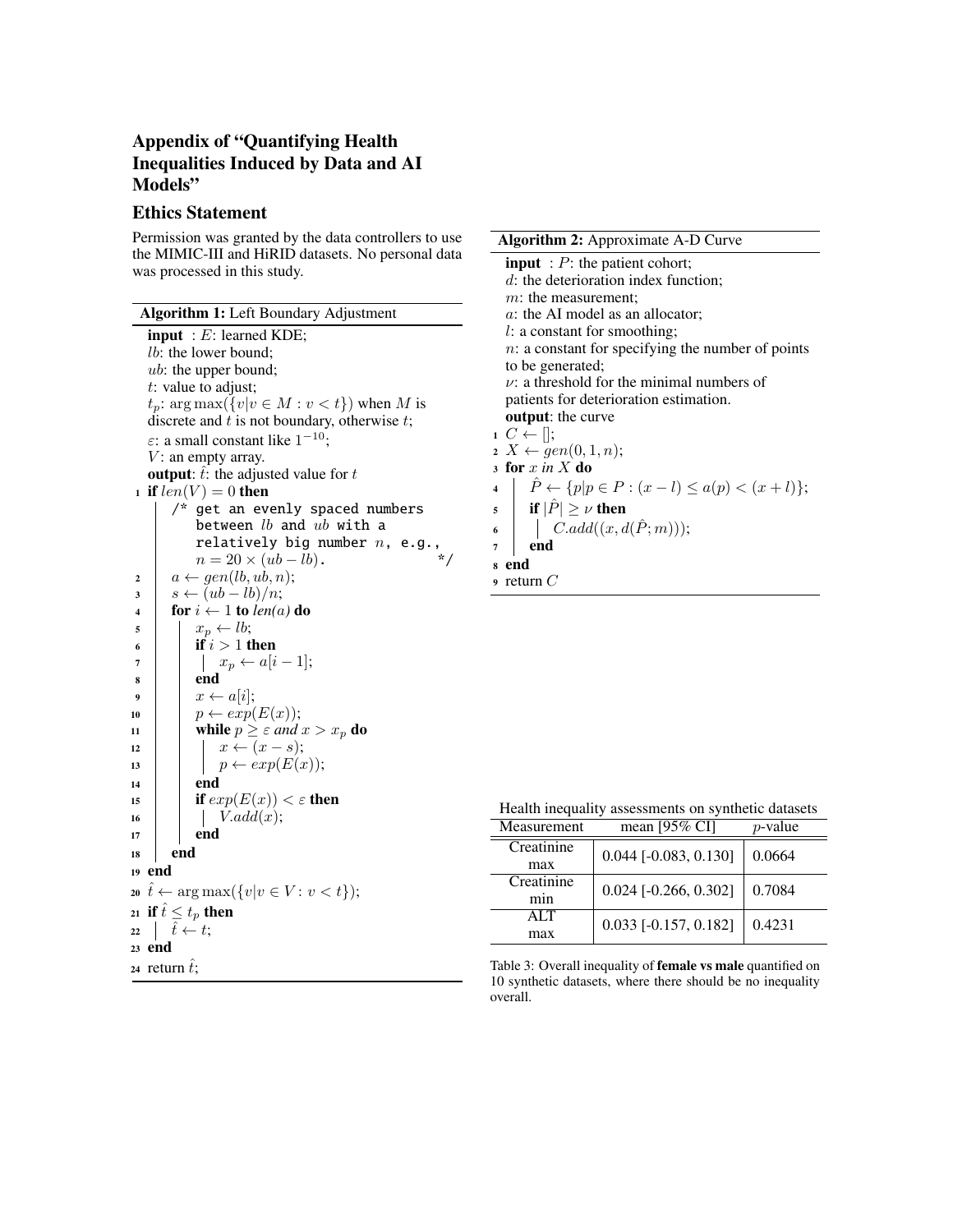# Appendix of "Quantifying Health Inequalities Induced by Data and AI Models"

## Ethics Statement

Permission was granted by the data controllers to use the MIMIC-III and HiRID datasets. No personal data was processed in this study.

**Algorithm 1:** Left Boundary Adjustment

```
input : E: learned KDE;
        lb: the lower bound;
        ub: the upper bound;
        t: value to adjust;
        t_p: argmax({v|v ∈ M : v < t}) when M is discrete and t is not boundary, otherwise t;
        ε: a small constant like 1^{-10};
        V: an empty array.
output: t̂: the adjusted value for t
1  if len(V) = 0 then
       /* get an evenly spaced numbers between lb and ub with a
          relatively big number n, e.g., n = 20 × (ub − lb).   */
2      a ← gen(lb, ub, n);
3      s ← (ub − lb)/n;
4      for i ← 1 to len(a) do
5          x_p ← lb;
6          if i > 1 then
7              x_p ← a[i − 1];
8          end
9          x ← a[i];
10         p ← exp(E(x));
11         while p ≥ ε and x > x_p do
12             x ← (x − s);
13             p ← exp(E(x));
14         end
15         if exp(E(x)) < ε then
16             V.add(x);
17         end
18     end
19 end
20 t̂ ← argmax({v|v ∈ V : v < t});
21 if t̂ ≤ t_p then
22     t̂ ← t;
23 end
24 return t̂;
```

**Algorithm 2:** Approximate A-D Curve

```
input : P: the patient cohort;
        d: the deterioration index function;
        m: the measurement;
        a: the AI model as an allocator;
        l: a constant for smoothing;
        n: a constant for specifying the number of points to be generated;
        ν: a threshold for the minimal numbers of patients for deterioration estimation.
output: the curve
1  C ← [];
2  X ← gen(0, 1, n);
3  for x in X do
4      P̂ ← {p|p ∈ P : (x − l) ≤ a(p) < (x + l)};
5      if |P̂| ≥ ν then
6          C.add((x, d(P̂; m)));
7      end
8  end
9  return C
```

Health inequality assessments on synthetic datasets

| Measurement | mean [95% CI] | $p$-value |
|---|---|---|
| Creatinine max | 0.044 [-0.083, 0.130] | 0.0664 |
| Creatinine min | 0.024 [-0.266, 0.302] | 0.7084 |
| ALT max | 0.033 [-0.157, 0.182] | 0.4231 |

Table 3: Overall inequality of **female vs male** quantified on 10 synthetic datasets, where there should be no inequality overall.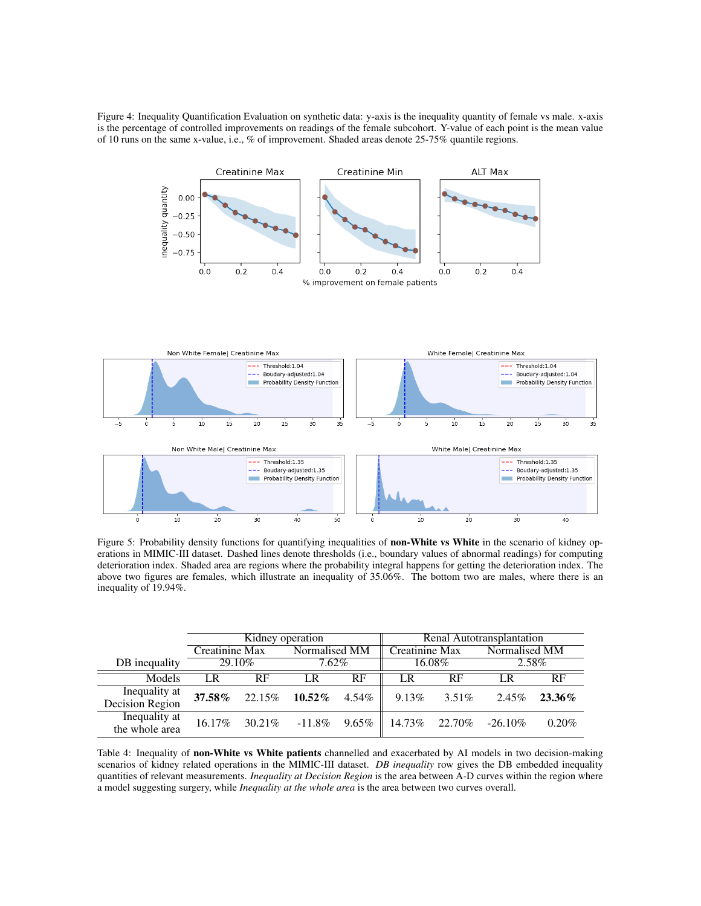Figure 4: Inequality Quantification Evaluation on synthetic data: y-axis is the inequality quantity of female vs male. x-axis is the percentage of controlled improvements on readings of the female subcohort. Y-value of each point is the mean value of 10 runs on the same x-value, i.e., % of improvement. Shaded areas denote 25-75% quantile regions.

Figure 5: Probability density functions for quantifying inequalities of **non-White vs White** in the scenario of kidney operations in MIMIC-III dataset. Dashed lines denote thresholds (i.e., boundary values of abnormal readings) for computing deterioration index. Shaded area are regions where the probability integral happens for getting the deterioration index. The above two figures are females, which illustrate an inequality of 35.06%. The bottom two are males, where there is an inequality of 19.94%.

| | Kidney operation | | | | Renal Autotransplantation | | | |
|---|---|---|---|---|---|---|---|---|
| | Creatinine Max | | Normalised MM | | Creatinine Max | | Normalised MM | |
| DB inequality | 29.10% | | 7.62% | | 16.08% | | 2.58% | |
| Models | LR | RF | LR | RF | LR | RF | LR | RF |
| Inequality at Decision Region | **37.58%** | 22.15% | **10.52%** | 4.54% | 9.13% | 3.51% | 2.45% | **23.36%** |
| Inequality at the whole area | 16.17% | 30.21% | -11.8% | 9.65% | 14.73% | 22.70% | -26.10% | 0.20% |

Table 4: Inequality of **non-White vs White patients** channelled and exacerbated by AI models in two decision-making scenarios of kidney related operations in the MIMIC-III dataset. *DB inequality* row gives the DB embedded inequality quantities of relevant measurements. *Inequality at Decision Region* is the area between A-D curves within the region where a model suggesting surgery, while *Inequality at the whole area* is the area between two curves overall.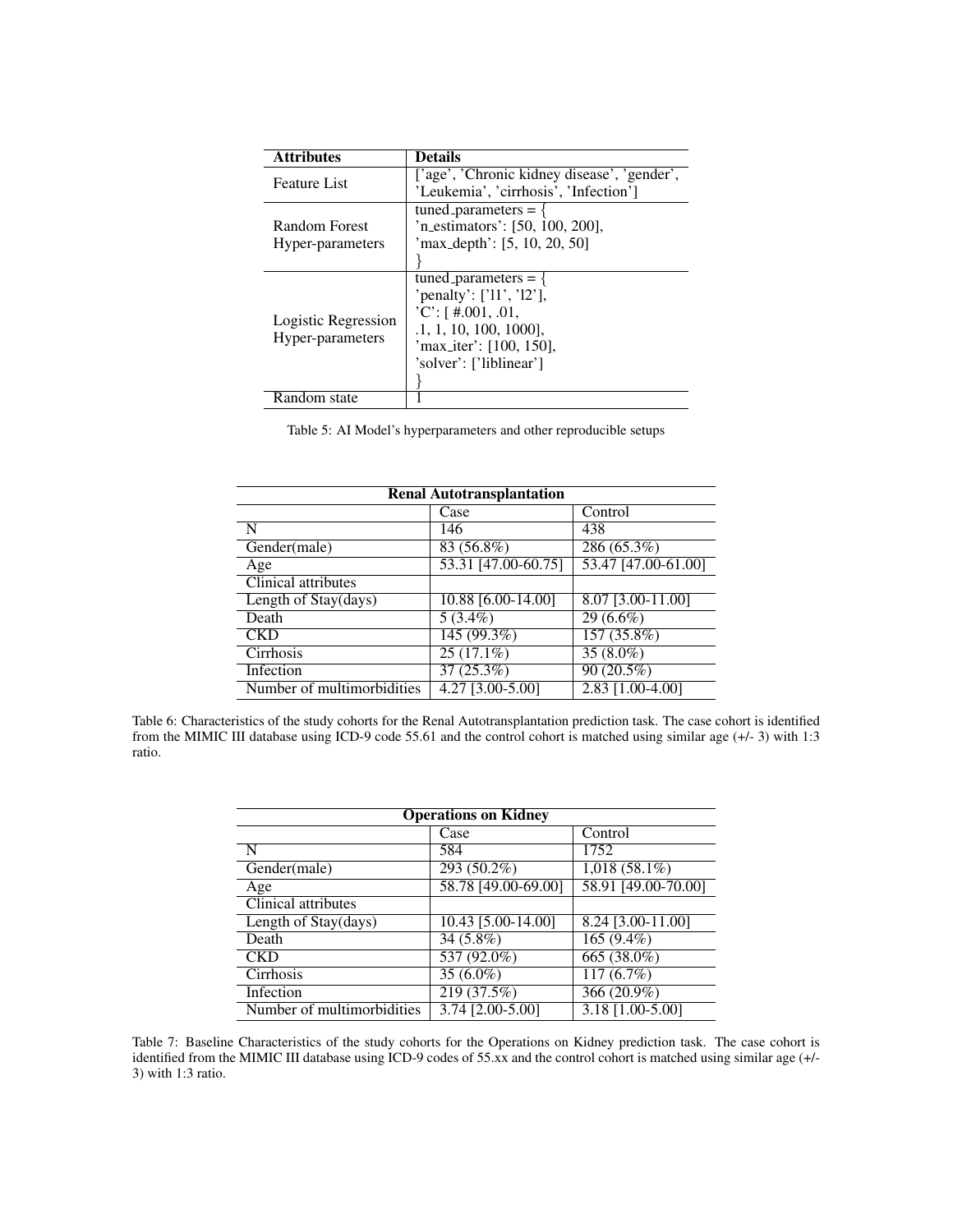| Attributes | Details |
|---|---|
| Feature List | ['age', 'Chronic kidney disease', 'gender', 'Leukemia', 'cirrhosis', 'Infection'] |
| Random Forest Hyper-parameters | tuned_parameters = { 'n_estimators': [50, 100, 200], 'max_depth': [5, 10, 20, 50] } |
| Logistic Regression Hyper-parameters | tuned_parameters = { 'penalty': ['l1', 'l2'], 'C': [ #.001, .01, .1, 1, 10, 100, 1000], 'max_iter': [100, 150], 'solver': ['liblinear'] } |
| Random state | 1 |

Table 5: AI Model's hyperparameters and other reproducible setups

| **Renal Autotransplantation** | | |
|---|---|---|
| | Case | Control |
| N | 146 | 438 |
| Gender(male) | 83 (56.8%) | 286 (65.3%) |
| Age | 53.31 [47.00-60.75] | 53.47 [47.00-61.00] |
| Clinical attributes | | |
| Length of Stay(days) | 10.88 [6.00-14.00] | 8.07 [3.00-11.00] |
| Death | 5 (3.4%) | 29 (6.6%) |
| CKD | 145 (99.3%) | 157 (35.8%) |
| Cirrhosis | 25 (17.1%) | 35 (8.0%) |
| Infection | 37 (25.3%) | 90 (20.5%) |
| Number of multimorbidities | 4.27 [3.00-5.00] | 2.83 [1.00-4.00] |

Table 6: Characteristics of the study cohorts for the Renal Autotransplantation prediction task. The case cohort is identified from the MIMIC III database using ICD-9 code 55.61 and the control cohort is matched using similar age (+/- 3) with 1:3 ratio.

| **Operations on Kidney** | | |
|---|---|---|
| | Case | Control |
| N | 584 | 1752 |
| Gender(male) | 293 (50.2%) | 1,018 (58.1%) |
| Age | 58.78 [49.00-69.00] | 58.91 [49.00-70.00] |
| Clinical attributes | | |
| Length of Stay(days) | 10.43 [5.00-14.00] | 8.24 [3.00-11.00] |
| Death | 34 (5.8%) | 165 (9.4%) |
| CKD | 537 (92.0%) | 665 (38.0%) |
| Cirrhosis | 35 (6.0%) | 117 (6.7%) |
| Infection | 219 (37.5%) | 366 (20.9%) |
| Number of multimorbidities | 3.74 [2.00-5.00] | 3.18 [1.00-5.00] |

Table 7: Baseline Characteristics of the study cohorts for the Operations on Kidney prediction task. The case cohort is identified from the MIMIC III database using ICD-9 codes of 55.xx and the control cohort is matched using similar age (+/- 3) with 1:3 ratio.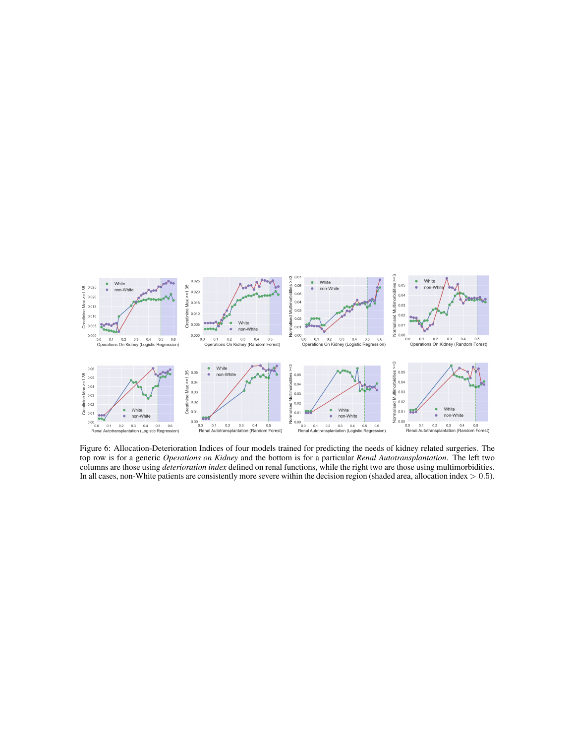Creatinine Max >=1.35

Operations On Kidney (Logistic Regression)

White

non-White

Creatinine Max >=1.35

Operations On Kidney (Random Forest)

White

non-White

Normalised Multimorbidities >=3

Operations On Kidney (Logistic Regression)

White

non-White

Normalised Multimorbidities >=3

Operations On Kidney (Random Forest)

White

non-White

Creatinine Max >=1.35

Renal Autotransplantation (Logistic Regression)

White

non-White

Creatinine Max >=1.35

Renal Autotransplantation (Random Forest)

White

non-White

Normalised Multimorbidities >=3

Renal Autotransplantation (Logistic Regression)

White

non-White

Normalised Multimorbidities >=3

Renal Autotransplantation (Random Forest)

White

non-White

Figure 6: Allocation-Deterioration Indices of four models trained for predicting the needs of kidney related surgeries. The top row is for a generic *Operations on Kidney* and the bottom is for a particular *Renal Autotransplantation*. The left two columns are those using *deterioration index* defined on renal functions, while the right two are those using multimorbidities. In all cases, non-White patients are consistently more severe within the decision region (shaded area, allocation index $> 0.5$).